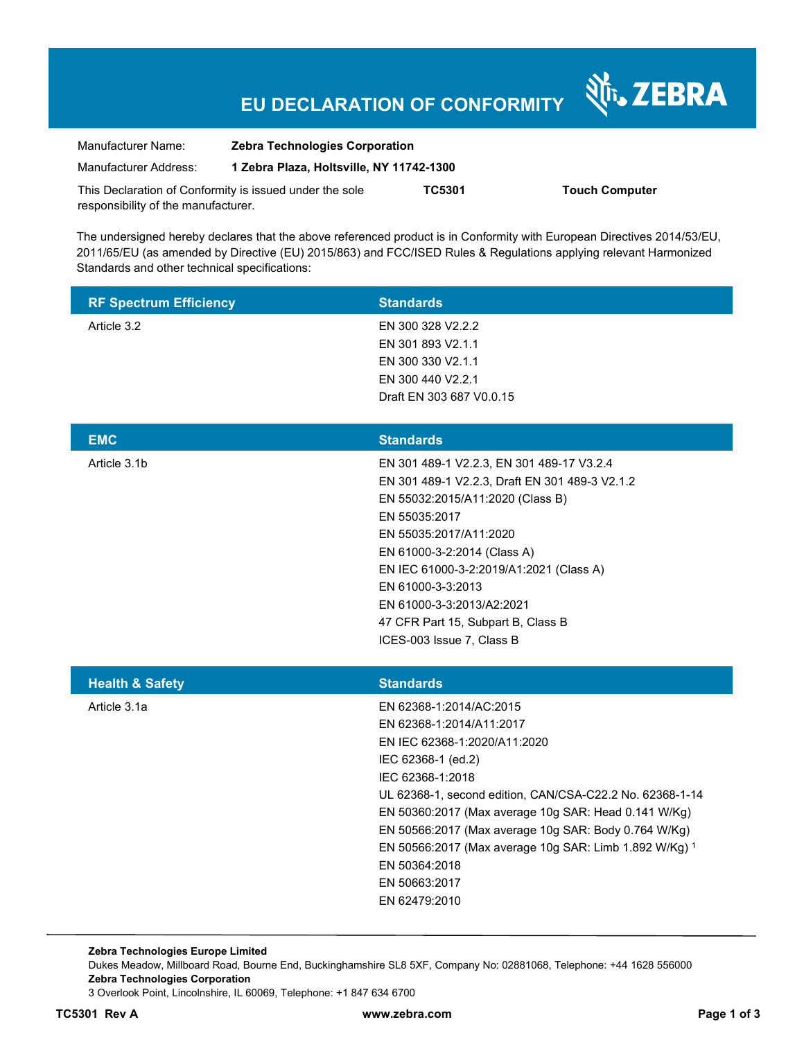# EU DECLARATION OF CONFORMITY

ZEBRA

| | |
|---|---|
| Manufacturer Name: | **Zebra Technologies Corporation** |
| Manufacturer Address: | **1 Zebra Plaza, Holtsville, NY 11742-1300** |

This Declaration of Conformity is issued under the sole responsibility of the manufacturer. **TC5301** **Touch Computer**

The undersigned hereby declares that the above referenced product is in Conformity with European Directives 2014/53/EU, 2011/65/EU (as amended by Directive (EU) 2015/863) and FCC/ISED Rules & Regulations applying relevant Harmonized Standards and other technical specifications:

| RF Spectrum Efficiency | Standards |
|---|---|
| Article 3.2 | EN 300 328 V2.2.2<br>EN 301 893 V2.1.1<br>EN 300 330 V2.1.1<br>EN 300 440 V2.2.1<br>Draft EN 303 687 V0.0.15 |

| EMC | Standards |
|---|---|
| Article 3.1b | EN 301 489-1 V2.2.3, EN 301 489-17 V3.2.4<br>EN 301 489-1 V2.2.3, Draft EN 301 489-3 V2.1.2<br>EN 55032:2015/A11:2020 (Class B)<br>EN 55035:2017<br>EN 55035:2017/A11:2020<br>EN 61000-3-2:2014 (Class A)<br>EN IEC 61000-3-2:2019/A1:2021 (Class A)<br>EN 61000-3-3:2013<br>EN 61000-3-3:2013/A2:2021<br>47 CFR Part 15, Subpart B, Class B<br>ICES-003 Issue 7, Class B |

| Health & Safety | Standards |
|---|---|
| Article 3.1a | EN 62368-1:2014/AC:2015<br>EN 62368-1:2014/A11:2017<br>EN IEC 62368-1:2020/A11:2020<br>IEC 62368-1 (ed.2)<br>IEC 62368-1:2018<br>UL 62368-1, second edition, CAN/CSA-C22.2 No. 62368-1-14<br>EN 50360:2017 (Max average 10g SAR: Head 0.141 W/Kg)<br>EN 50566:2017 (Max average 10g SAR: Body 0.764 W/Kg)<br>EN 50566:2017 (Max average 10g SAR: Limb 1.892 W/Kg) [1]<br>EN 50364:2018<br>EN 50663:2017<br>EN 62479:2010 |

**Zebra Technologies Europe Limited**
Dukes Meadow, Millboard Road, Bourne End, Buckinghamshire SL8 5XF, Company No: 02881068, Telephone: +44 1628 556000
**Zebra Technologies Corporation**
3 Overlook Point, Lincolnshire, IL 60069, Telephone: +1 847 634 6700

**TC5301 Rev A** **www.zebra.com**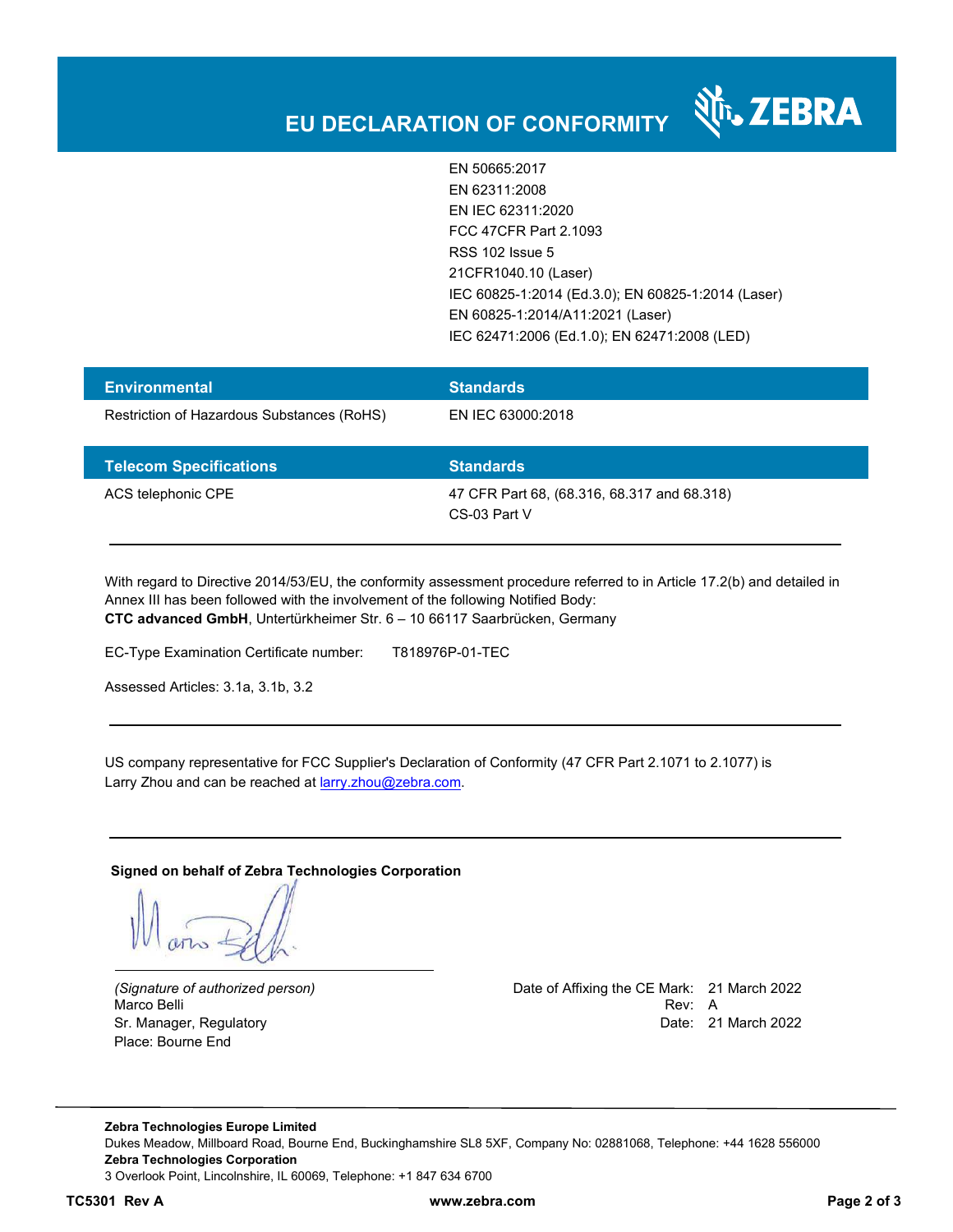# EU DECLARATION OF CONFORMITY

| | |
|---|---|
| | EN 50665:2017<br>EN 62311:2008<br>EN IEC 62311:2020<br>FCC 47CFR Part 2.1093<br>RSS 102 Issue 5<br>21CFR1040.10 (Laser)<br>IEC 60825-1:2014 (Ed.3.0); EN 60825-1:2014 (Laser)<br>EN 60825-1:2014/A11:2021 (Laser)<br>IEC 62471:2006 (Ed.1.0); EN 62471:2008 (LED) |

| Environmental | Standards |
|---|---|
| Restriction of Hazardous Substances (RoHS) | EN IEC 63000:2018 |

| Telecom Specifications | Standards |
|---|---|
| ACS telephonic CPE | 47 CFR Part 68, (68.316, 68.317 and 68.318)<br>CS-03 Part V |

---

With regard to Directive 2014/53/EU, the conformity assessment procedure referred to in Article 17.2(b) and detailed in Annex III has been followed with the involvement of the following Notified Body:
**CTC advanced GmbH**, Untertürkheimer Str. 6 – 10 66117 Saarbrücken, Germany

EC-Type Examination Certificate number: T818976P-01-TEC

Assessed Articles: 3.1a, 3.1b, 3.2

---

US company representative for FCC Supplier's Declaration of Conformity (47 CFR Part 2.1071 to 2.1077) is Larry Zhou and can be reached at larry.zhou@zebra.com.

---

**Signed on behalf of Zebra Technologies Corporation**

*(Signature of authorized person)*
Marco Belli
Sr. Manager, Regulatory
Place: Bourne End

Date of Affixing the CE Mark: 21 March 2022
Rev: A
Date: 21 March 2022

**Zebra Technologies Europe Limited**
Dukes Meadow, Millboard Road, Bourne End, Buckinghamshire SL8 5XF, Company No: 02881068, Telephone: +44 1628 556000
**Zebra Technologies Corporation**
3 Overlook Point, Lincolnshire, IL 60069, Telephone: +1 847 634 6700

**TC5301 Rev A** **www.zebra.com**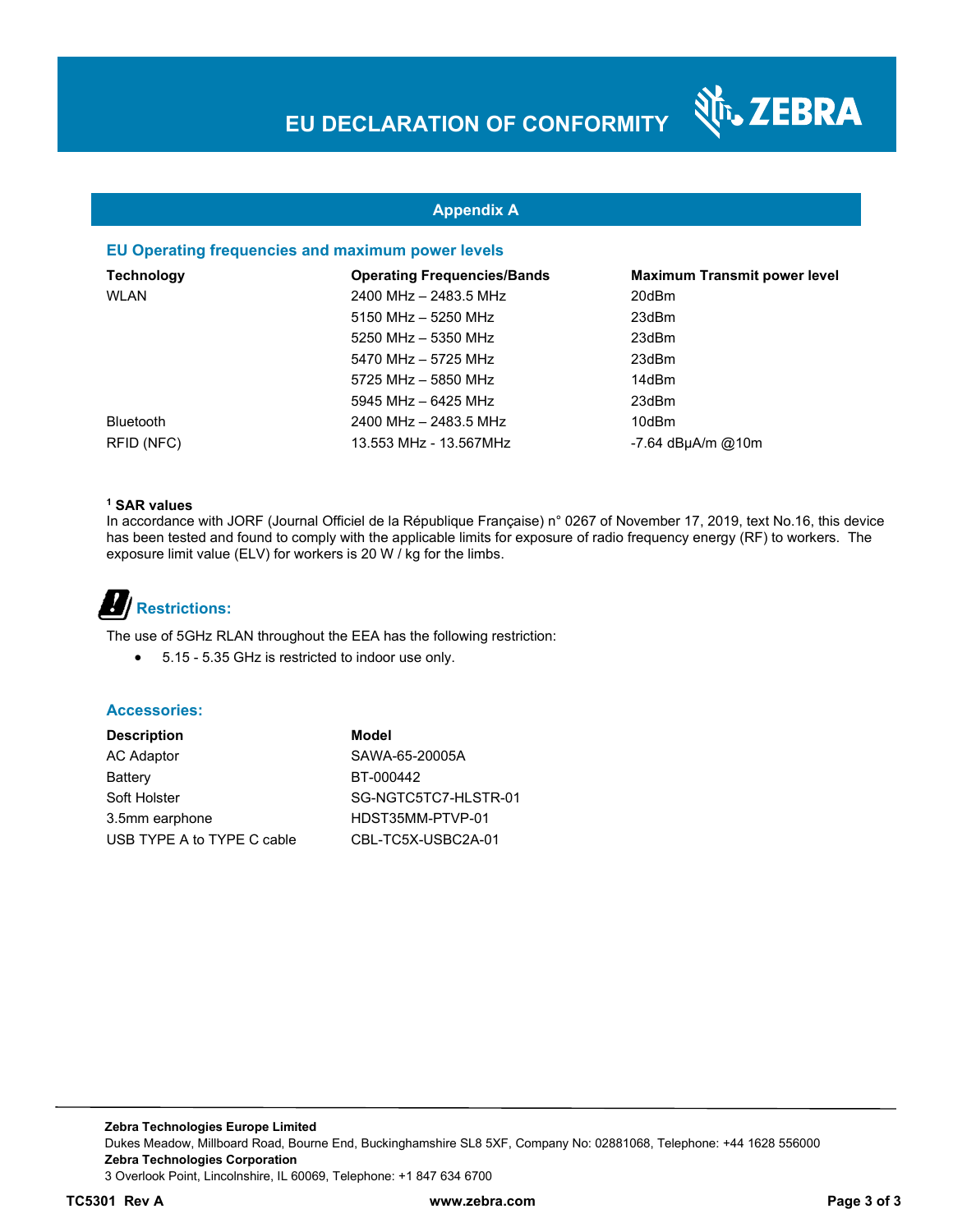# EU DECLARATION OF CONFORMITY

## Appendix A

### EU Operating frequencies and maximum power levels

| Technology | Operating Frequencies/Bands | Maximum Transmit power level |
|---|---|---|
| WLAN | 2400 MHz – 2483.5 MHz | 20dBm |
| | 5150 MHz – 5250 MHz | 23dBm |
| | 5250 MHz – 5350 MHz | 23dBm |
| | 5470 MHz – 5725 MHz | 23dBm |
| | 5725 MHz – 5850 MHz | 14dBm |
| | 5945 MHz – 6425 MHz | 23dBm |
| Bluetooth | 2400 MHz – 2483.5 MHz | 10dBm |
| RFID (NFC) | 13.553 MHz - 13.567MHz | -7.64 dBμA/m @10m |

[1] **SAR values**

In accordance with JORF (Journal Officiel de la République Française) n° 0267 of November 17, 2019, text No.16, this device has been tested and found to comply with the applicable limits for exposure of radio frequency energy (RF) to workers. The exposure limit value (ELV) for workers is 20 W / kg for the limbs.

### Restrictions:

The use of 5GHz RLAN throughout the EEA has the following restriction:

- 5.15 - 5.35 GHz is restricted to indoor use only.

### Accessories:

| Description | Model |
|---|---|
| AC Adaptor | SAWA-65-20005A |
| Battery | BT-000442 |
| Soft Holster | SG-NGTC5TC7-HLSTR-01 |
| 3.5mm earphone | HDST35MM-PTVP-01 |
| USB TYPE A to TYPE C cable | CBL-TC5X-USBC2A-01 |

**Zebra Technologies Europe Limited**
Dukes Meadow, Millboard Road, Bourne End, Buckinghamshire SL8 5XF, Company No: 02881068, Telephone: +44 1628 556000
**Zebra Technologies Corporation**
3 Overlook Point, Lincolnshire, IL 60069, Telephone: +1 847 634 6700

**TC5301 Rev A** **www.zebra.com**